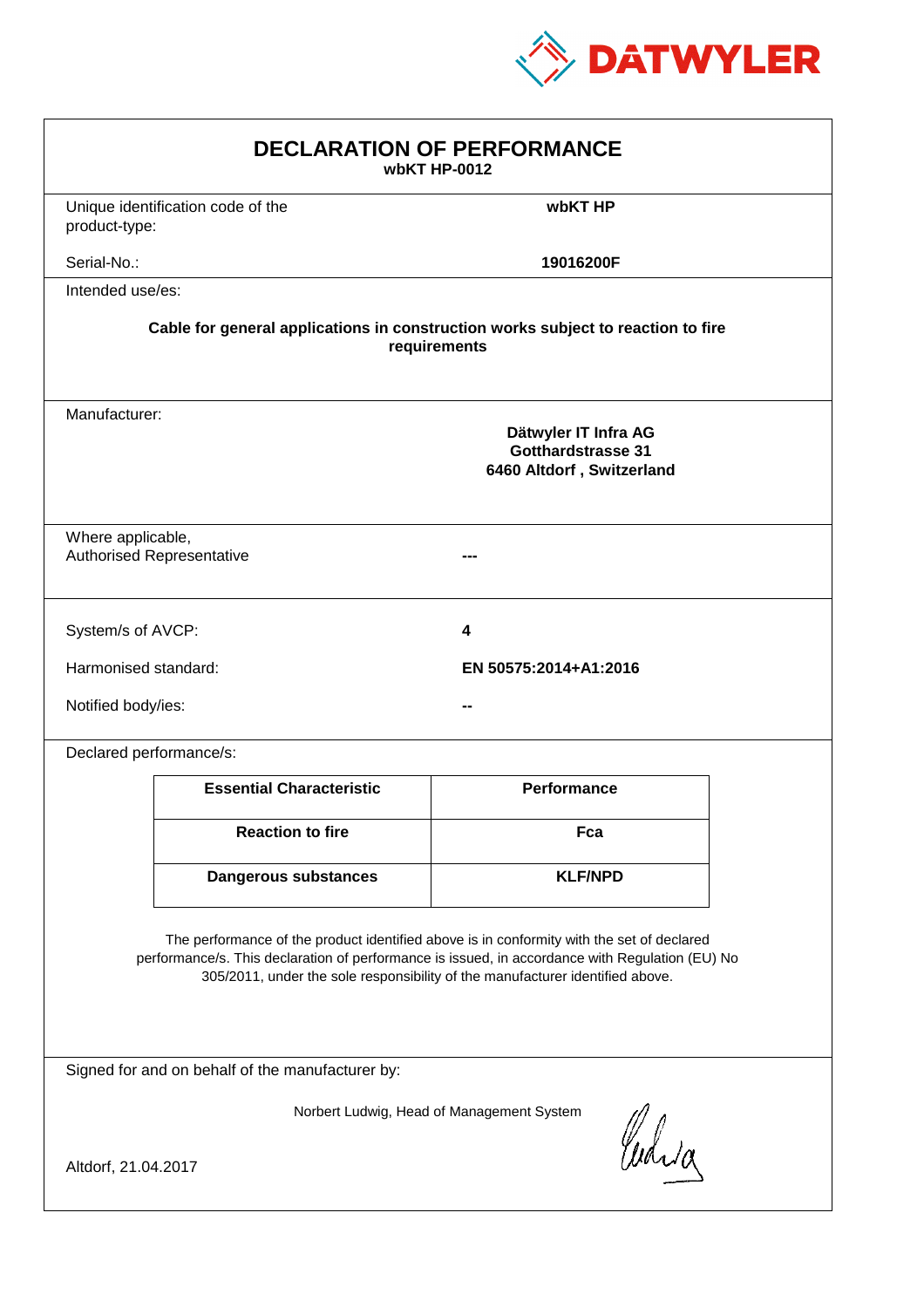DATWYLER

# DECLARATION OF PERFORMANCE

**wbKT HP-0012**

| | |
|---|---|
| Unique identification code of the product-type: | **wbKT HP** |
| Serial-No.: | **19016200F** |

Intended use/es:

**Cable for general applications in construction works subject to reaction to fire requirements**

Manufacturer:

**Dätwyler IT Infra AG**
**Gotthardstrasse 31**
**6460 Altdorf , Switzerland**

| | |
|---|---|
| Where applicable, Authorised Representative | **---** |

| | |
|---|---|
| System/s of AVCP: | **4** |
| Harmonised standard: | **EN 50575:2014+A1:2016** |
| Notified body/ies: | **--** |

Declared performance/s:

| Essential Characteristic | Performance |
|---|---|
| **Reaction to fire** | **Fca** |
| **Dangerous substances** | **KLF/NPD** |

The performance of the product identified above is in conformity with the set of declared performance/s. This declaration of performance is issued, in accordance with Regulation (EU) No 305/2011, under the sole responsibility of the manufacturer identified above.

Signed for and on behalf of the manufacturer by:

Norbert Ludwig, Head of Management System

Altdorf, 21.04.2017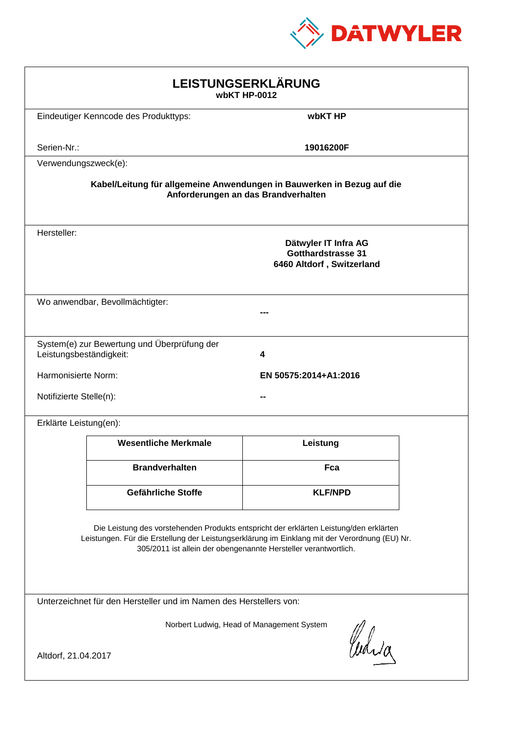DATWYLER

# LEISTUNGSERKLÄRUNG

**wbKT HP-0012**

Eindeutiger Kenncode des Produkttyps: **wbKT HP**

Serien-Nr.: **19016200F**

Verwendungszweck(e):

**Kabel/Leitung für allgemeine Anwendungen in Bauwerken in Bezug auf die Anforderungen an das Brandverhalten**

Hersteller:

**Dätwyler IT Infra AG**
**Gotthardstrasse 31**
**6460 Altdorf , Switzerland**

Wo anwendbar, Bevollmächtigter: **---**

System(e) zur Bewertung und Überprüfung der Leistungsbeständigkeit: **4**

Harmonisierte Norm: **EN 50575:2014+A1:2016**

Notifizierte Stelle(n): **--**

Erklärte Leistung(en):

| Wesentliche Merkmale | Leistung |
|---|---|
| **Brandverhalten** | **Fca** |
| **Gefährliche Stoffe** | **KLF/NPD** |

Die Leistung des vorstehenden Produkts entspricht der erklärten Leistung/den erklärten Leistungen. Für die Erstellung der Leistungserklärung im Einklang mit der Verordnung (EU) Nr. 305/2011 ist allein der obengenannte Hersteller verantwortlich.

Unterzeichnet für den Hersteller und im Namen des Herstellers von:

Norbert Ludwig, Head of Management System

Altdorf, 21.04.2017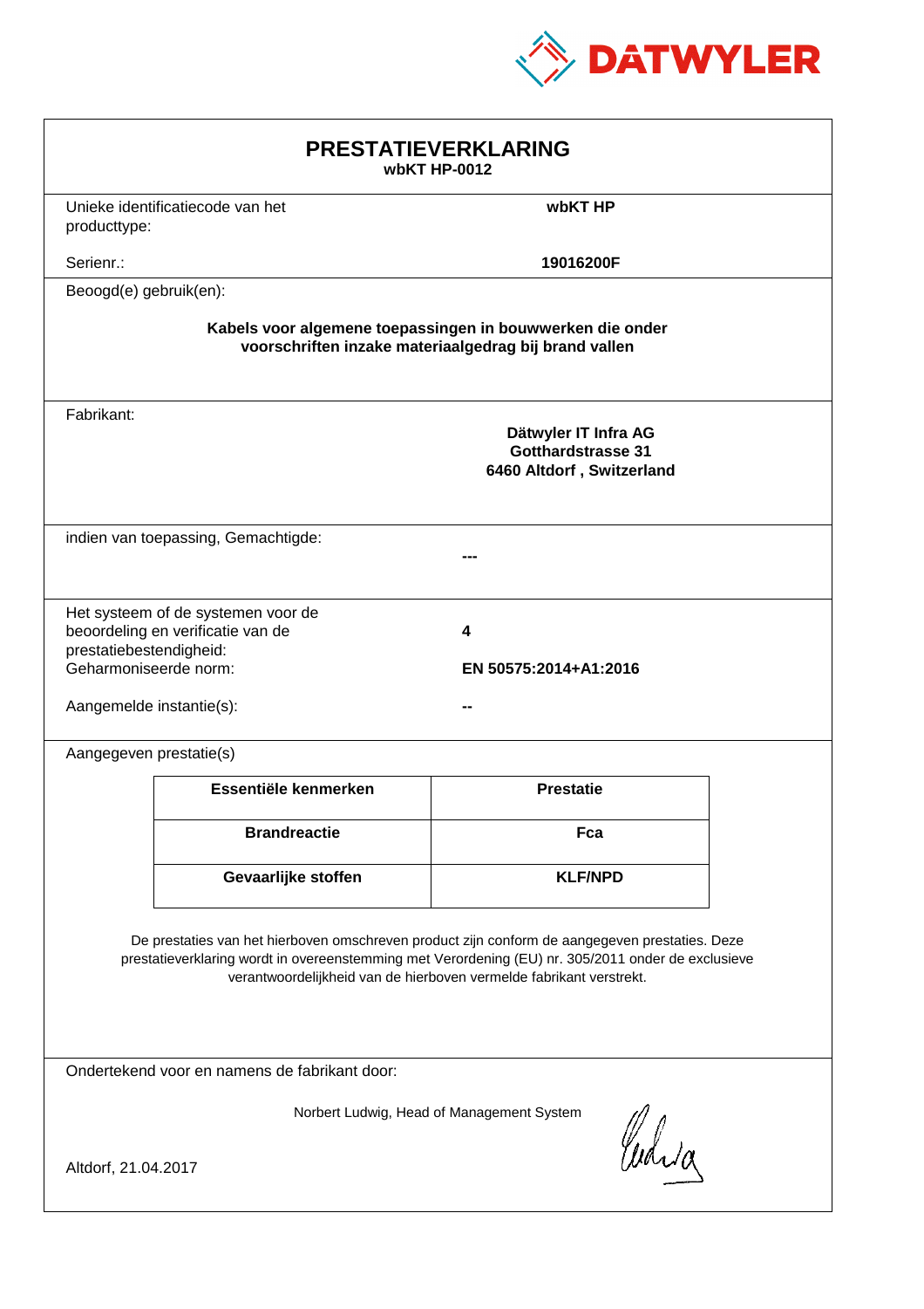DATWYLER

# PRESTATIEVERKLARING

**wbKT HP-0012**

Unieke identificatiecode van het producttype: **wbKT HP**

Serienr.: **19016200F**

Beoogd(e) gebruik(en):

**Kabels voor algemene toepassingen in bouwwerken die onder voorschriften inzake materiaalgedrag bij brand vallen**

Fabrikant:

**Dätwyler IT Infra AG**
**Gotthardstrasse 31**
**6460 Altdorf , Switzerland**

indien van toepassing, Gemachtigde: **---**

Het systeem of de systemen voor de beoordeling en verificatie van de prestatiebestendigheid: **4**

Geharmoniseerde norm: **EN 50575:2014+A1:2016**

Aangemelde instantie(s): **--**

Aangegeven prestatie(s)

| Essentiële kenmerken | Prestatie |
|---|---|
| **Brandreactie** | **Fca** |
| **Gevaarlijke stoffen** | **KLF/NPD** |

De prestaties van het hierboven omschreven product zijn conform de aangegeven prestaties. Deze prestatieverklaring wordt in overeenstemming met Verordening (EU) nr. 305/2011 onder de exclusieve verantwoordelijkheid van de hierboven vermelde fabrikant verstrekt.

Ondertekend voor en namens de fabrikant door:

Norbert Ludwig, Head of Management System

Altdorf, 21.04.2017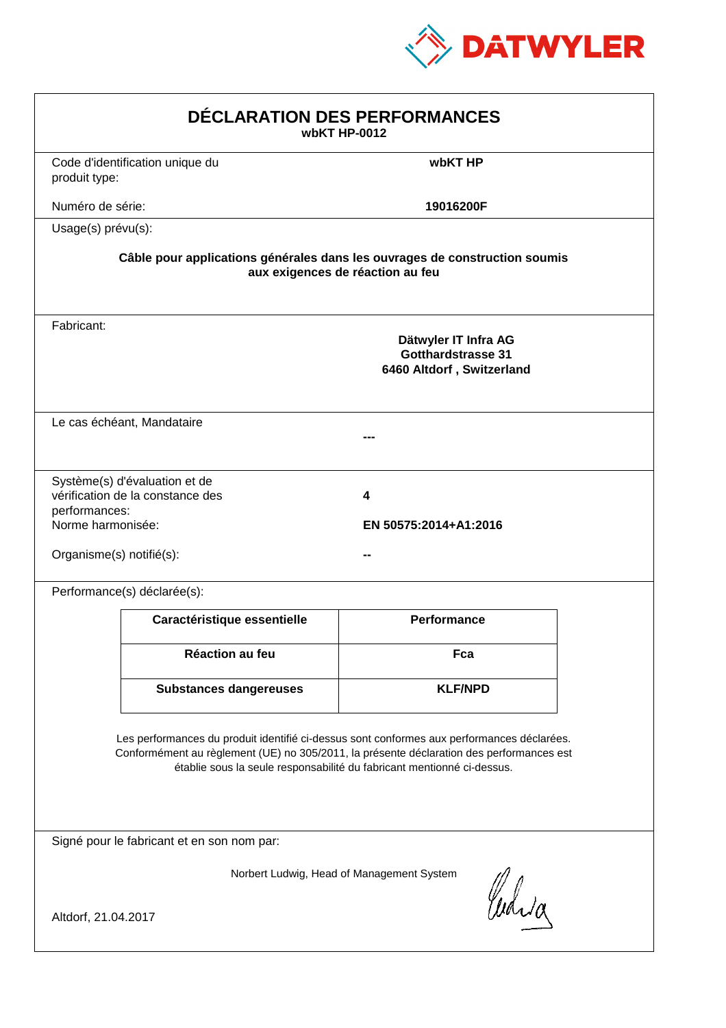DATWYLER

# DÉCLARATION DES PERFORMANCES

**wbKT HP-0012**

Code d'identification unique du produit type: **wbKT HP**

Numéro de série: **19016200F**

Usage(s) prévu(s):

**Câble pour applications générales dans les ouvrages de construction soumis aux exigences de réaction au feu**

Fabricant:

**Dätwyler IT Infra AG**
**Gotthardstrasse 31**
**6460 Altdorf , Switzerland**

Le cas échéant, Mandataire

**---**

Système(s) d'évaluation et de vérification de la constance des performances: **4**

Norme harmonisée: **EN 50575:2014+A1:2016**

Organisme(s) notifié(s): **--**

Performance(s) déclarée(s):

| Caractéristique essentielle | Performance |
|---|---|
| Réaction au feu | Fca |
| Substances dangereuses | KLF/NPD |

Les performances du produit identifié ci-dessus sont conformes aux performances déclarées. Conformément au règlement (UE) no 305/2011, la présente déclaration des performances est établie sous la seule responsabilité du fabricant mentionné ci-dessus.

Signé pour le fabricant et en son nom par:

Norbert Ludwig, Head of Management System

Altdorf, 21.04.2017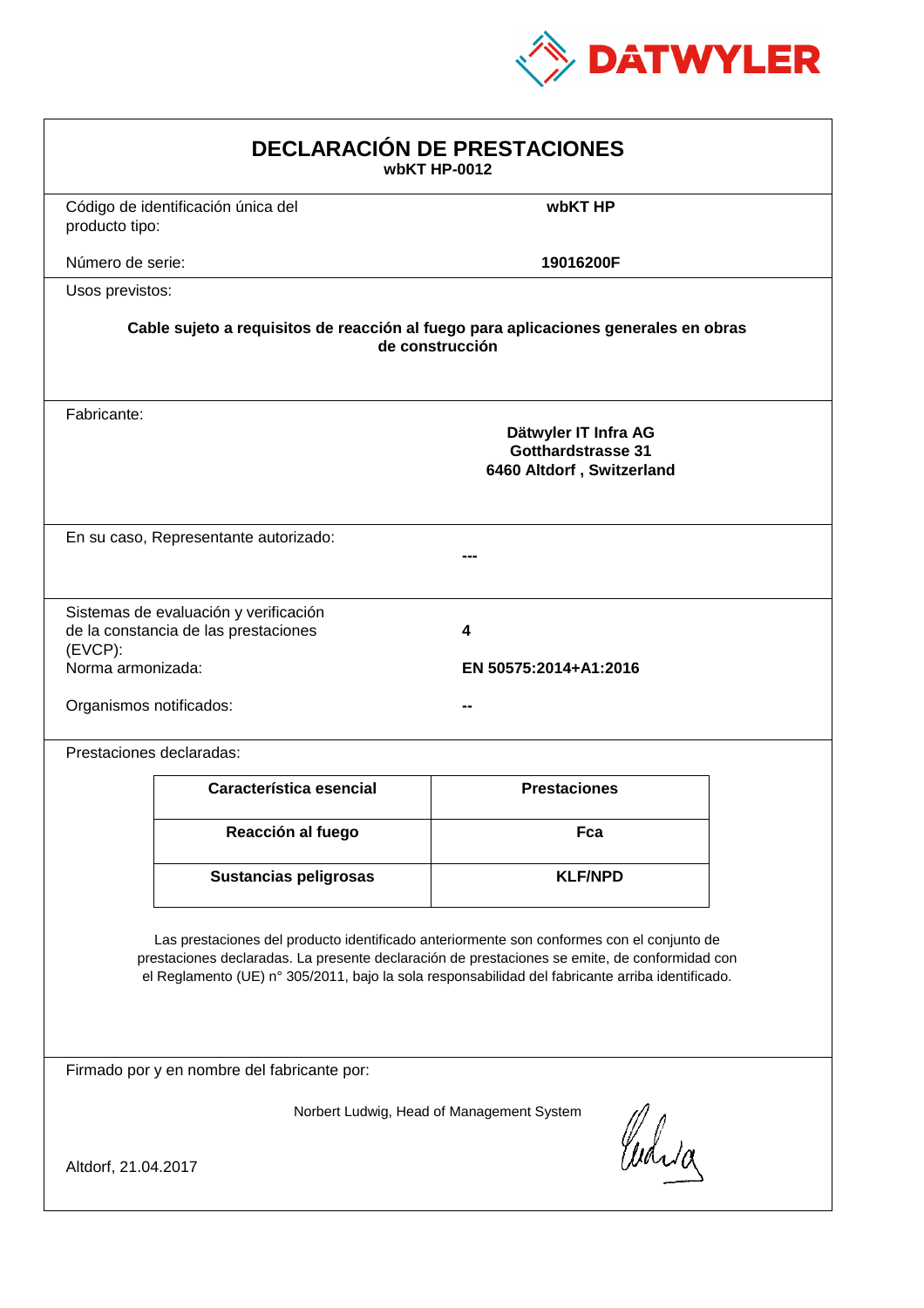DATWYLER

# DECLARACIÓN DE PRESTACIONES

**wbKT HP-0012**

Código de identificación única del producto tipo: **wbKT HP**

Número de serie: **19016200F**

Usos previstos:

**Cable sujeto a requisitos de reacción al fuego para aplicaciones generales en obras de construcción**

Fabricante:

**Dätwyler IT Infra AG**
**Gotthardstrasse 31**
**6460 Altdorf , Switzerland**

En su caso, Representante autorizado: **---**

Sistemas de evaluación y verificación de la constancia de las prestaciones (EVCP): **4**

Norma armonizada: **EN 50575:2014+A1:2016**

Organismos notificados: **--**

Prestaciones declaradas:

| Característica esencial | Prestaciones |
|---|---|
| **Reacción al fuego** | **Fca** |
| **Sustancias peligrosas** | **KLF/NPD** |

Las prestaciones del producto identificado anteriormente son conformes con el conjunto de prestaciones declaradas. La presente declaración de prestaciones se emite, de conformidad con el Reglamento (UE) n° 305/2011, bajo la sola responsabilidad del fabricante arriba identificado.

Firmado por y en nombre del fabricante por:

Norbert Ludwig, Head of Management System

Altdorf, 21.04.2017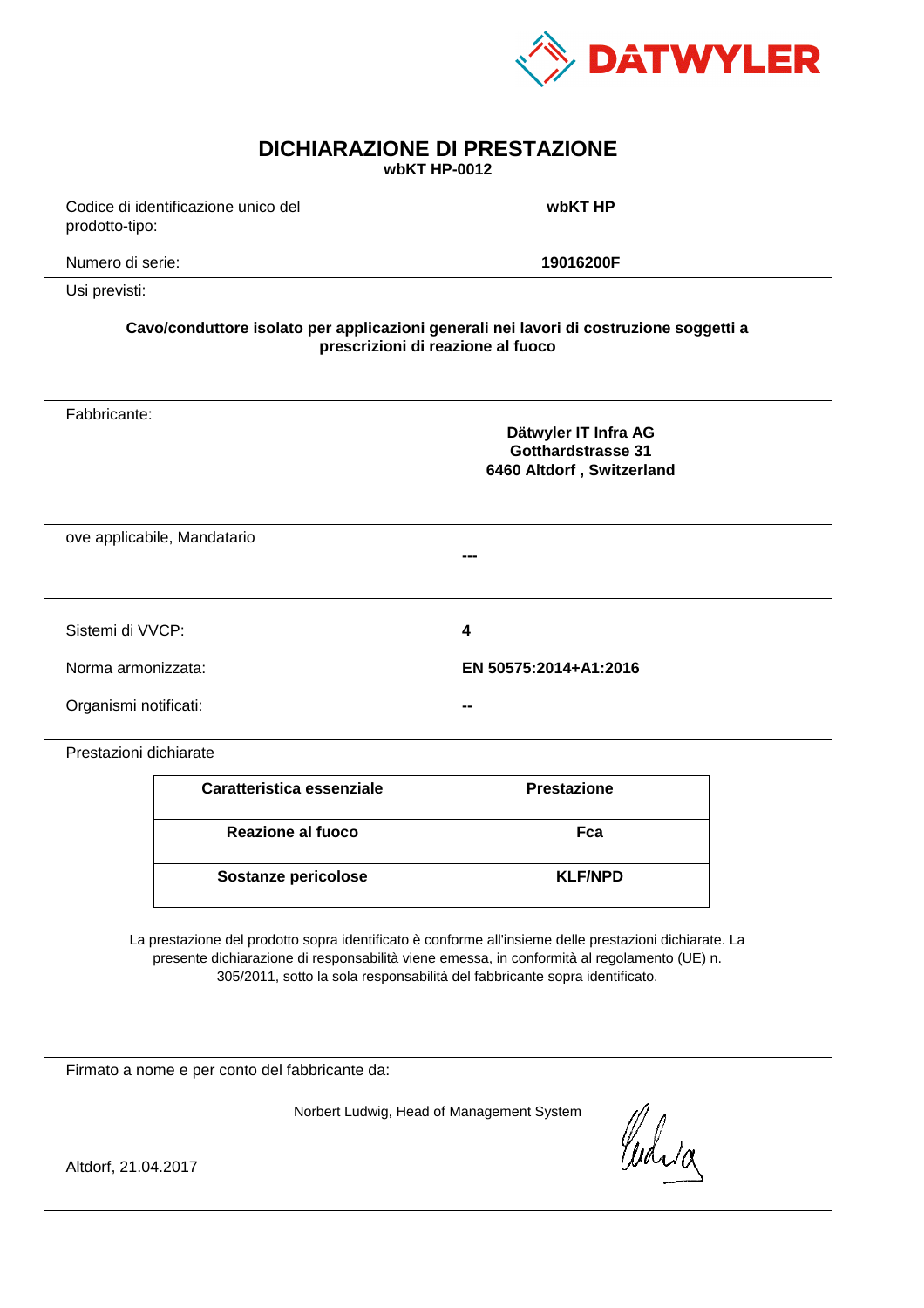DATWYLER

# DICHIARAZIONE DI PRESTAZIONE

**wbKT HP-0012**

Codice di identificazione unico del prodotto-tipo: **wbKT HP**

Numero di serie: **19016200F**

Usi previsti:

**Cavo/conduttore isolato per applicazioni generali nei lavori di costruzione soggetti a prescrizioni di reazione al fuoco**

Fabbricante:

**Dätwyler IT Infra AG**
**Gotthardstrasse 31**
**6460 Altdorf , Switzerland**

ove applicabile, Mandatario

**---**

Sistemi di VVCP: **4**

Norma armonizzata: **EN 50575:2014+A1:2016**

Organismi notificati: **--**

Prestazioni dichiarate

| Caratteristica essenziale | Prestazione |
|---|---|
| **Reazione al fuoco** | **Fca** |
| **Sostanze pericolose** | **KLF/NPD** |

La prestazione del prodotto sopra identificato è conforme all'insieme delle prestazioni dichiarate. La presente dichiarazione di responsabilità viene emessa, in conformità al regolamento (UE) n. 305/2011, sotto la sola responsabilità del fabbricante sopra identificato.

Firmato a nome e per conto del fabbricante da:

Norbert Ludwig, Head of Management System

Altdorf, 21.04.2017